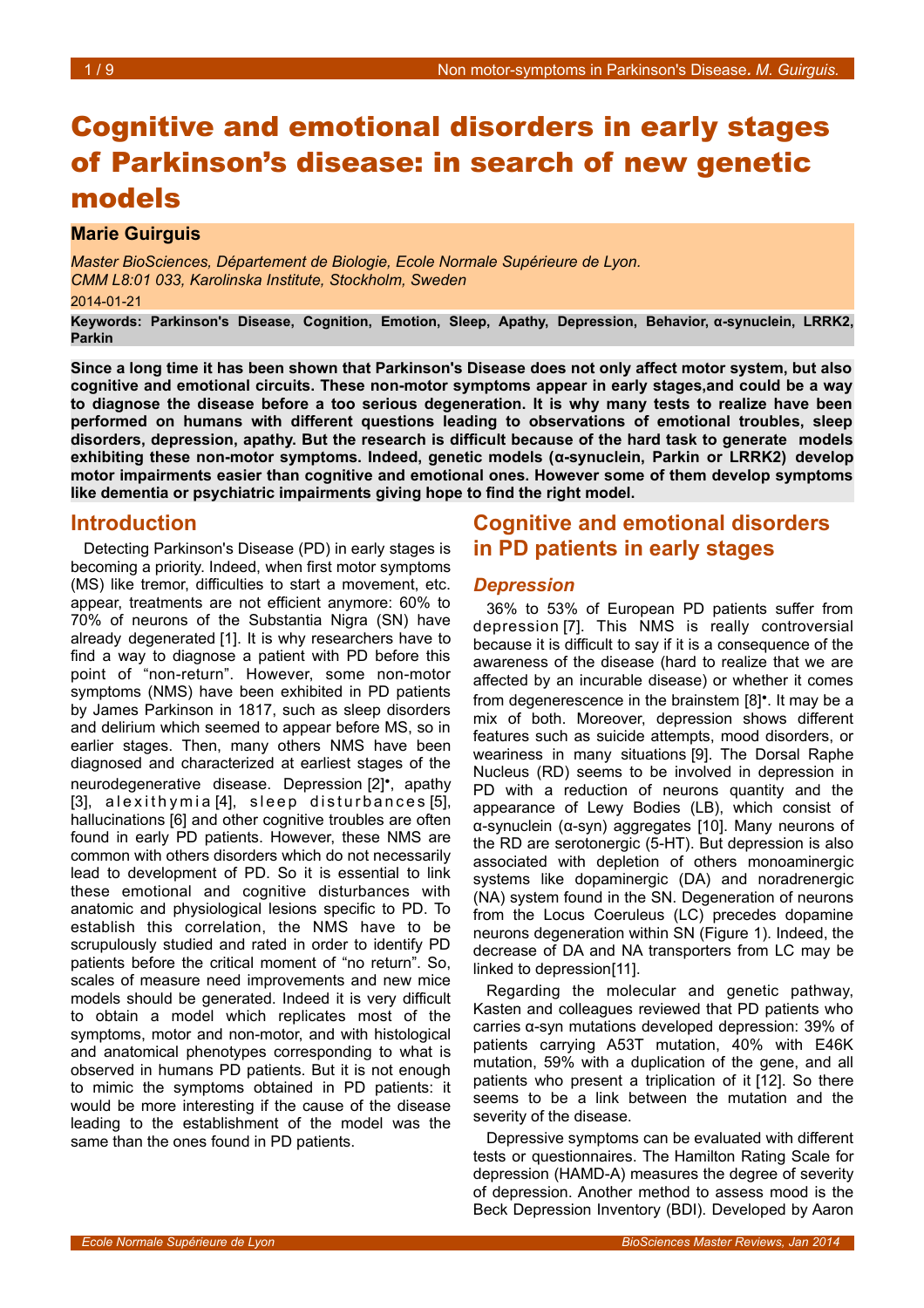# Cognitive and emotional disorders in early stages of Parkinson's disease: in search of new genetic models

**Marie Guirguis**

*Master BioSciences, Département de Biologie, Ecole Normale Supérieure de Lyon.*
*CMM L8:01 033, Karolinska Institute, Stockholm, Sweden*

2014-01-21

**Keywords: Parkinson's Disease, Cognition, Emotion, Sleep, Apathy, Depression, Behavior, α-synuclein, LRRK2, Parkin**

**Since a long time it has been shown that Parkinson's Disease does not only affect motor system, but also cognitive and emotional circuits. These non-motor symptoms appear in early stages,and could be a way to diagnose the disease before a too serious degeneration. It is why many tests to realize have been performed on humans with different questions leading to observations of emotional troubles, sleep disorders, depression, apathy. But the research is difficult because of the hard task to generate models exhibiting these non-motor symptoms. Indeed, genetic models (α-synuclein, Parkin or LRRK2) develop motor impairments easier than cognitive and emotional ones. However some of them develop symptoms like dementia or psychiatric impairments giving hope to find the right model.**

## Introduction

Detecting Parkinson's Disease (PD) in early stages is becoming a priority. Indeed, when first motor symptoms (MS) like tremor, difficulties to start a movement, etc. appear, treatments are not efficient anymore: 60% to 70% of neurons of the Substantia Nigra (SN) have already degenerated [1]. It is why researchers have to find a way to diagnose a patient with PD before this point of "non-return". However, some non-motor symptoms (NMS) have been exhibited in PD patients by James Parkinson in 1817, such as sleep disorders and delirium which seemed to appear before MS, so in earlier stages. Then, many others NMS have been diagnosed and characterized at earliest stages of the neurodegenerative disease. Depression [2]•, apathy [3], alexithymia [4], sleep disturbances [5], hallucinations [6] and other cognitive troubles are often found in early PD patients. However, these NMS are common with others disorders which do not necessarily lead to development of PD. So it is essential to link these emotional and cognitive disturbances with anatomic and physiological lesions specific to PD. To establish this correlation, the NMS have to be scrupulously studied and rated in order to identify PD patients before the critical moment of "no return". So, scales of measure need improvements and new mice models should be generated. Indeed it is very difficult to obtain a model which replicates most of the symptoms, motor and non-motor, and with histological and anatomical phenotypes corresponding to what is observed in humans PD patients. But it is not enough to mimic the symptoms obtained in PD patients: it would be more interesting if the cause of the disease leading to the establishment of the model was the same than the ones found in PD patients.

## Cognitive and emotional disorders in PD patients in early stages

### *Depression*

36% to 53% of European PD patients suffer from depression [7]. This NMS is really controversial because it is difficult to say if it is a consequence of the awareness of the disease (hard to realize that we are affected by an incurable disease) or whether it comes from degenerescence in the brainstem [8]•. It may be a mix of both. Moreover, depression shows different features such as suicide attempts, mood disorders, or weariness in many situations [9]. The Dorsal Raphe Nucleus (RD) seems to be involved in depression in PD with a reduction of neurons quantity and the appearance of Lewy Bodies (LB), which consist of α-synuclein (α-syn) aggregates [10]. Many neurons of the RD are serotonergic (5-HT). But depression is also associated with depletion of others monoaminergic systems like dopaminergic (DA) and noradrenergic (NA) system found in the SN. Degeneration of neurons from the Locus Coeruleus (LC) precedes dopamine neurons degeneration within SN (Figure 1). Indeed, the decrease of DA and NA transporters from LC may be linked to depression[11].

Regarding the molecular and genetic pathway, Kasten and colleagues reviewed that PD patients who carries α-syn mutations developed depression: 39% of patients carrying A53T mutation, 40% with E46K mutation, 59% with a duplication of the gene, and all patients who present a triplication of it [12]. So there seems to be a link between the mutation and the severity of the disease.

Depressive symptoms can be evaluated with different tests or questionnaires. The Hamilton Rating Scale for depression (HAMD-A) measures the degree of severity of depression. Another method to assess mood is the Beck Depression Inventory (BDI). Developed by Aaron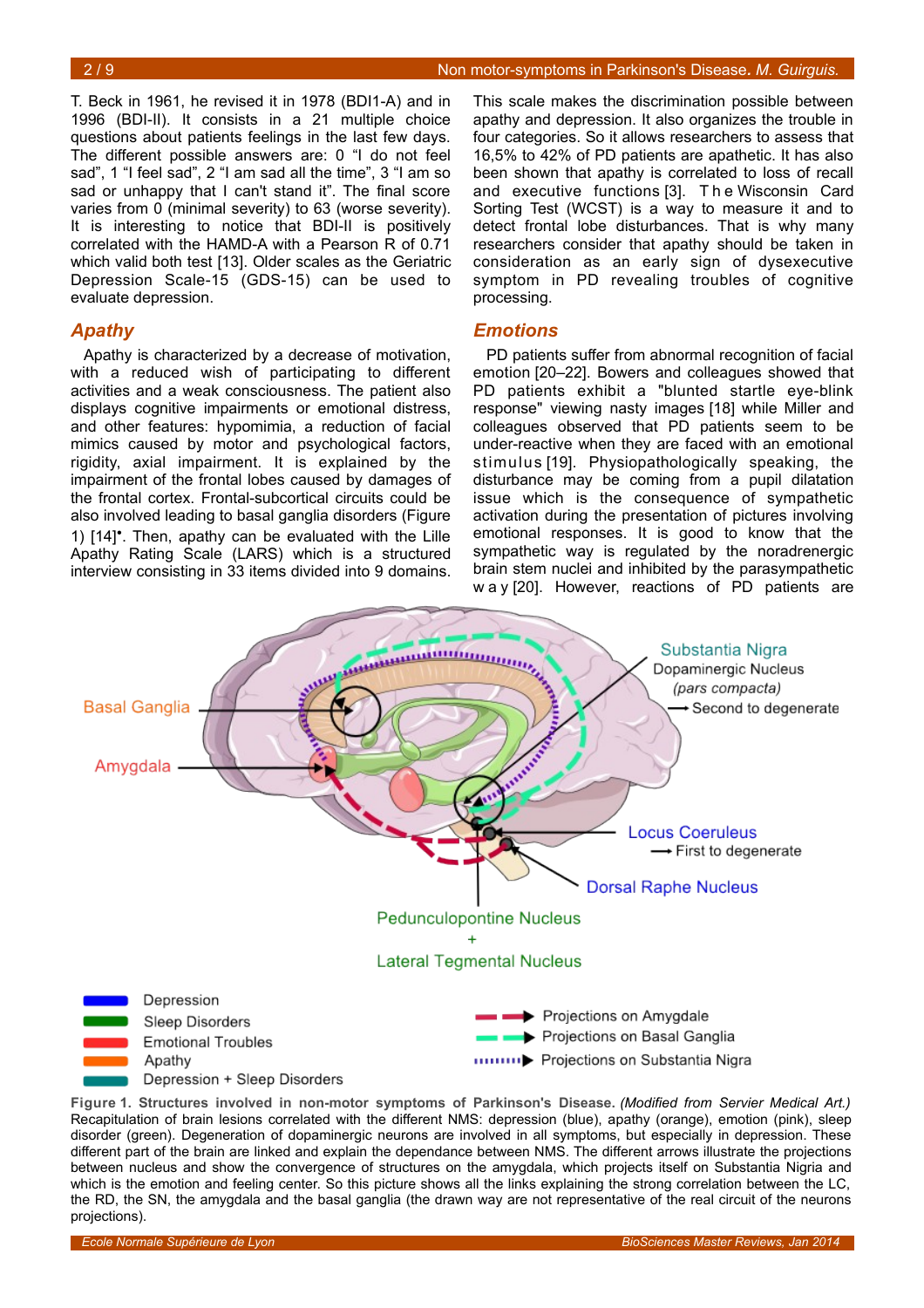T. Beck in 1961, he revised it in 1978 (BDI1-A) and in 1996 (BDI-II). It consists in a 21 multiple choice questions about patients feelings in the last few days. The different possible answers are: 0 "I do not feel sad", 1 "I feel sad", 2 "I am sad all the time", 3 "I am so sad or unhappy that I can't stand it". The final score varies from 0 (minimal severity) to 63 (worse severity). It is interesting to notice that BDI-II is positively correlated with the HAMD-A with a Pearson R of 0.71 which valid both test [13]. Older scales as the Geriatric Depression Scale-15 (GDS-15) can be used to evaluate depression.

## Apathy

Apathy is characterized by a decrease of motivation, with a reduced wish of participating to different activities and a weak consciousness. The patient also displays cognitive impairments or emotional distress, and other features: hypomimia, a reduction of facial mimics caused by motor and psychological factors, rigidity, axial impairment. It is explained by the impairment of the frontal lobes caused by damages of the frontal cortex. Frontal-subcortical circuits could be also involved leading to basal ganglia disorders (Figure 1) [14]•. Then, apathy can be evaluated with the Lille Apathy Rating Scale (LARS) which is a structured interview consisting in 33 items divided into 9 domains. This scale makes the discrimination possible between apathy and depression. It also organizes the trouble in four categories. So it allows researchers to assess that 16,5% to 42% of PD patients are apathetic. It has also been shown that apathy is correlated to loss of recall and executive functions [3]. The Wisconsin Card Sorting Test (WCST) is a way to measure it and to detect frontal lobe disturbances. That is why many researchers consider that apathy should be taken in consideration as an early sign of dysexecutive symptom in PD revealing troubles of cognitive processing.

## Emotions

PD patients suffer from abnormal recognition of facial emotion [20–22]. Bowers and colleagues showed that PD patients exhibit a "blunted startle eye-blink response" viewing nasty images [18] while Miller and colleagues observed that PD patients seem to be under-reactive when they are faced with an emotional stimulus [19]. Physiopathologically speaking, the disturbance may be coming from a pupil dilatation issue which is the consequence of sympathetic activation during the presentation of pictures involving emotional responses. It is good to know that the sympathetic way is regulated by the noradrenergic brain stem nuclei and inhibited by the parasympathetic way [20]. However, reactions of PD patients are

**Figure 1. Structures involved in non-motor symptoms of Parkinson's Disease.** *(Modified from Servier Medical Art.)* Recapitulation of brain lesions correlated with the different NMS: depression (blue), apathy (orange), emotion (pink), sleep disorder (green). Degeneration of dopaminergic neurons are involved in all symptoms, but especially in depression. These different part of the brain are linked and explain the dependance between NMS. The different arrows illustrate the projections between nucleus and show the convergence of structures on the amygdala, which projects itself on Substantia Nigria and which is the emotion and feeling center. So this picture shows all the links explaining the strong correlation between the LC, the RD, the SN, the amygdala and the basal ganglia (the drawn way are not representative of the real circuit of the neurons projections).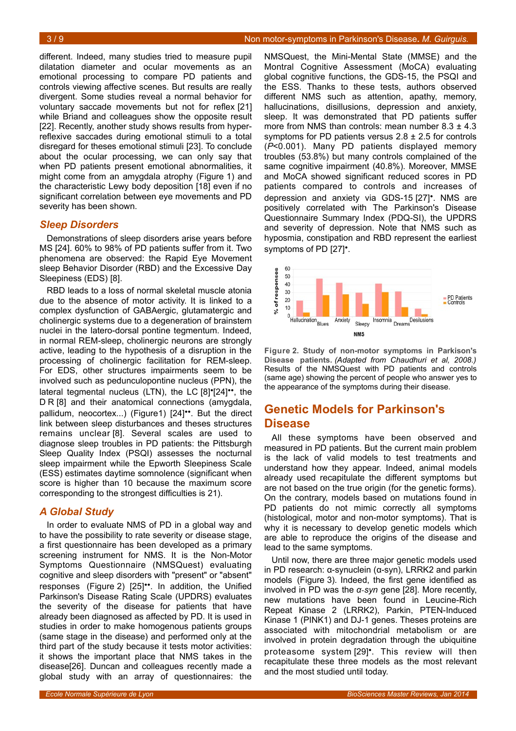different. Indeed, many studies tried to measure pupil dilatation diameter and ocular movements as an emotional processing to compare PD patients and controls viewing affective scenes. But results are really divergent. Some studies reveal a normal behavior for voluntary saccade movements but not for reflex [21] while Briand and colleagues show the opposite result [22]. Recently, another study shows results from hyper-reflexive saccades during emotional stimuli to a total disregard for theses emotional stimuli [23]. To conclude about the ocular processing, we can only say that when PD patients present emotional abnormalities, it might come from an amygdala atrophy (Figure 1) and the characteristic Lewy body deposition [18] even if no significant correlation between eye movements and PD severity has been shown.

### Sleep Disorders

Demonstrations of sleep disorders arise years before MS [24]. 60% to 98% of PD patients suffer from it. Two phenomena are observed: the Rapid Eye Movement sleep Behavior Disorder (RBD) and the Excessive Day Sleepiness (EDS) [8].

RBD leads to a loss of normal skeletal muscle atonia due to the absence of motor activity. It is linked to a complex dysfunction of GABAergic, glutamatergic and cholinergic systems due to a degeneration of brainstem nuclei in the latero-dorsal pontine tegmentum. Indeed, in normal REM-sleep, cholinergic neurons are strongly active, leading to the hypothesis of a disruption in the processing of cholinergic facilitation for REM-sleep. For EDS, other structures impairments seem to be involved such as pedunculopontine nucleus (PPN), the lateral tegmental nucleus (LTN), the LC [8]•[24]••, the D R [8] and their anatomical connections (amygdala, pallidum, neocortex...) (Figure1) [24]••. But the direct link between sleep disturbances and theses structures remains unclear [8]. Several scales are used to diagnose sleep troubles in PD patients: the Pittsburgh Sleep Quality Index (PSQI) assesses the nocturnal sleep impairment while the Epworth Sleepiness Scale (ESS) estimates daytime somnolence (significant when score is higher than 10 because the maximum score corresponding to the strongest difficulties is 21).

### A Global Study

In order to evaluate NMS of PD in a global way and to have the possibility to rate severity or disease stage, a first questionnaire has been developed as a primary screening instrument for NMS. It is the Non-Motor Symptoms Questionnaire (NMSQuest) evaluating cognitive and sleep disorders with "present" or "absent" responses (Figure 2) [25]••. In addition, the Unified Parkinson's Disease Rating Scale (UPDRS) evaluates the severity of the disease for patients that have already been diagnosed as affected by PD. It is used in studies in order to make homogenous patients groups (same stage in the disease) and performed only at the third part of the study because it tests motor activities: it shows the important place that NMS takes in the disease[26]. Duncan and colleagues recently made a global study with an array of questionnaires: the NMSQuest, the Mini-Mental State (MMSE) and the Montral Cognitive Assessment (MoCA) evaluating global cognitive functions, the GDS-15, the PSQI and the ESS. Thanks to these tests, authors observed different NMS such as attention, apathy, memory, hallucinations, disillusions, depression and anxiety, sleep. It was demonstrated that PD patients suffer more from NMS than controls: mean number 8.3 ± 4.3 symptoms for PD patients versus 2.8 ± 2.5 for controls ($P<0.001$). Many PD patients displayed memory troubles (53.8%) but many controls complained of the same cognitive impairment (40.8%). Moreover, MMSE and MoCA showed significant reduced scores in PD patients compared to controls and increases of depression and anxiety via GDS-15 [27]•. NMS are positively correlated with The Parkinson's Disease Questionnaire Summary Index (PDQ-SI), the UPDRS and severity of depression. Note that NMS such as hyposmia, constipation and RBD represent the earliest symptoms of PD [27]•.

**Figure 2. Study of non-motor symptoms in Parkison's Disease patients.** *(Adapted from Chaudhuri et al, 2008.)* Results of the NMSQuest with PD patients and controls (same age) showing the percent of people who answer yes to the appearance of the symptoms during their disease.

## Genetic Models for Parkinson's Disease

All these symptoms have been observed and measured in PD patients. But the current main problem is the lack of valid models to test treatments and understand how they appear. Indeed, animal models already used recapitulate the different symptoms but are not based on the true origin (for the genetic forms). On the contrary, models based on mutations found in PD patients do not mimic correctly all symptoms (histological, motor and non-motor symptoms). That is why it is necessary to develop genetic models which are able to reproduce the origins of the disease and lead to the same symptoms.

Until now, there are three major genetic models used in PD research: α-synuclein (α-syn), LRRK2 and parkin models (Figure 3). Indeed, the first gene identified as involved in PD was the *α-syn* gene [28]. More recently, new mutations have been found in Leucine-Rich Repeat Kinase 2 (LRRK2), Parkin, PTEN-Induced Kinase 1 (PINK1) and DJ-1 genes. Theses proteins are associated with mitochondrial metabolism or are involved in protein degradation through the ubiquitine proteasome system [29]•. This review will then recapitulate these three models as the most relevant and the most studied until today.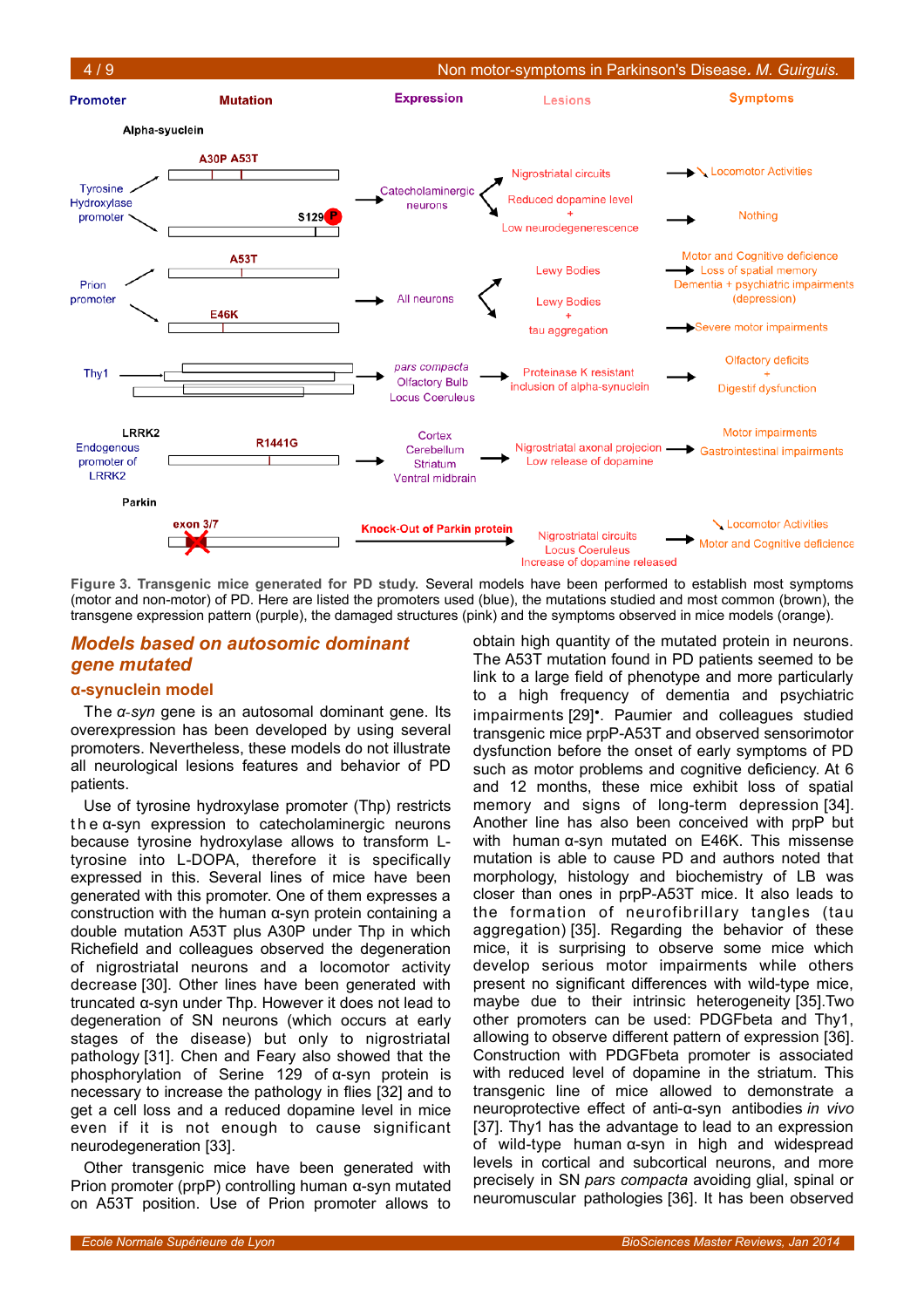**Figure 3. Transgenic mice generated for PD study.** Several models have been performed to establish most symptoms (motor and non-motor) of PD. Here are listed the promoters used (blue), the mutations studied and most common (brown), the transgene expression pattern (purple), the damaged structures (pink) and the symptoms observed in mice models (orange).

## *Models based on autosomic dominant gene mutated*

### α-synuclein model

The *α-syn* gene is an autosomal dominant gene. Its overexpression has been developed by using several promoters. Nevertheless, these models do not illustrate all neurological lesions features and behavior of PD patients.

Use of tyrosine hydroxylase promoter (Thp) restricts the α-syn expression to catecholaminergic neurons because tyrosine hydroxylase allows to transform L-tyrosine into L-DOPA, therefore it is specifically expressed in this. Several lines of mice have been generated with this promoter. One of them expresses a construction with the human α-syn protein containing a double mutation A53T plus A30P under Thp in which Richefield and colleagues observed the degeneration of nigrostriatal neurons and a locomotor activity decrease [30]. Other lines have been generated with truncated α-syn under Thp. However it does not lead to degeneration of SN neurons (which occurs at early stages of the disease) but only to nigrostriatal pathology [31]. Chen and Feary also showed that the phosphorylation of Serine 129 of α-syn protein is necessary to increase the pathology in flies [32] and to get a cell loss and a reduced dopamine level in mice even if it is not enough to cause significant neurodegeneration [33].

Other transgenic mice have been generated with Prion promoter (prpP) controlling human α-syn mutated on A53T position. Use of Prion promoter allows to obtain high quantity of the mutated protein in neurons. The A53T mutation found in PD patients seemed to be link to a large field of phenotype and more particularly to a high frequency of dementia and psychiatric impairments [29]•. Paumier and colleagues studied transgenic mice prpP-A53T and observed sensorimotor dysfunction before the onset of early symptoms of PD such as motor problems and cognitive deficiency. At 6 and 12 months, these mice exhibit loss of spatial memory and signs of long-term depression [34]. Another line has also been conceived with prpP but with human α-syn mutated on E46K. This missense mutation is able to cause PD and authors noted that morphology, histology and biochemistry of LB was closer than ones in prpP-A53T mice. It also leads to the formation of neurofibrillary tangles (tau aggregation) [35]. Regarding the behavior of these mice, it is surprising to observe some mice which develop serious motor impairments while others present no significant differences with wild-type mice, maybe due to their intrinsic heterogeneity [35].Two other promoters can be used: PDGFbeta and Thy1, allowing to observe different pattern of expression [36]. Construction with PDGFbeta promoter is associated with reduced level of dopamine in the striatum. This transgenic line of mice allowed to demonstrate a neuroprotective effect of anti-α-syn antibodies *in vivo* [37]. Thy1 has the advantage to lead to an expression of wild-type human α-syn in high and widespread levels in cortical and subcortical neurons, and more precisely in SN *pars compacta* avoiding glial, spinal or neuromuscular pathologies [36]. It has been observed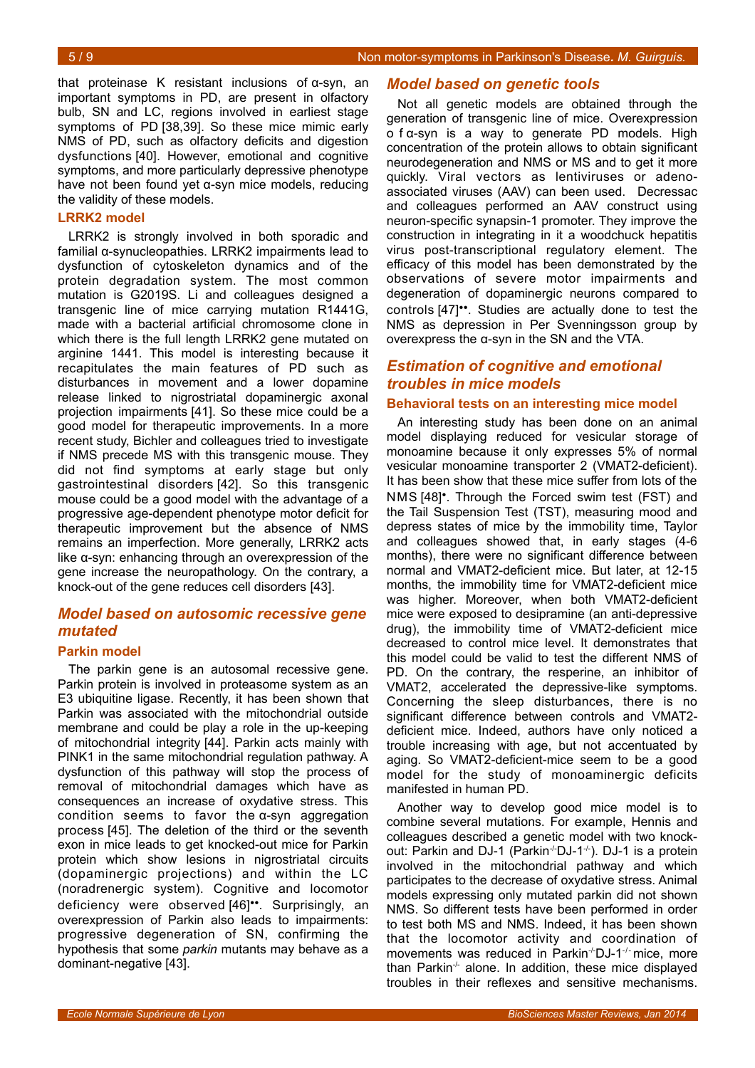that proteinase K resistant inclusions of α-syn, an important symptoms in PD, are present in olfactory bulb, SN and LC, regions involved in earliest stage symptoms of PD [38,39]. So these mice mimic early NMS of PD, such as olfactory deficits and digestion dysfunctions [40]. However, emotional and cognitive symptoms, and more particularly depressive phenotype have not been found yet α-syn mice models, reducing the validity of these models.

### LRRK2 model

LRRK2 is strongly involved in both sporadic and familial α-synucleopathies. LRRK2 impairments lead to dysfunction of cytoskeleton dynamics and of the protein degradation system. The most common mutation is G2019S. Li and colleagues designed a transgenic line of mice carrying mutation R1441G, made with a bacterial artificial chromosome clone in which there is the full length LRRK2 gene mutated on arginine 1441. This model is interesting because it recapitulates the main features of PD such as disturbances in movement and a lower dopamine release linked to nigrostriatal dopaminergic axonal projection impairments [41]. So these mice could be a good model for therapeutic improvements. In a more recent study, Bichler and colleagues tried to investigate if NMS precede MS with this transgenic mouse. They did not find symptoms at early stage but only gastrointestinal disorders [42]. So this transgenic mouse could be a good model with the advantage of a progressive age-dependent phenotype motor deficit for therapeutic improvement but the absence of NMS remains an imperfection. More generally, LRRK2 acts like α-syn: enhancing through an overexpression of the gene increase the neuropathology. On the contrary, a knock-out of the gene reduces cell disorders [43].

## *Model based on autosomic recessive gene mutated*

### Parkin model

The parkin gene is an autosomal recessive gene. Parkin protein is involved in proteasome system as an E3 ubiquitine ligase. Recently, it has been shown that Parkin was associated with the mitochondrial outside membrane and could be play a role in the up-keeping of mitochondrial integrity [44]. Parkin acts mainly with PINK1 in the same mitochondrial regulation pathway. A dysfunction of this pathway will stop the process of removal of mitochondrial damages which have as consequences an increase of oxydative stress. This condition seems to favor the α-syn aggregation process [45]. The deletion of the third or the seventh exon in mice leads to get knocked-out mice for Parkin protein which show lesions in nigrostriatal circuits (dopaminergic projections) and within the LC (noradrenergic system). Cognitive and locomotor deficiency were observed [46]••. Surprisingly, an overexpression of Parkin also leads to impairments: progressive degeneration of SN, confirming the hypothesis that some *parkin* mutants may behave as a dominant-negative [43].

## *Model based on genetic tools*

Not all genetic models are obtained through the generation of transgenic line of mice. Overexpression of α-syn is a way to generate PD models. High concentration of the protein allows to obtain significant neurodegeneration and NMS or MS and to get it more quickly. Viral vectors as lentiviruses or adeno-associated viruses (AAV) can been used. Decressac and colleagues performed an AAV construct using neuron-specific synapsin-1 promoter. They improve the construction in integrating in it a woodchuck hepatitis virus post-transcriptional regulatory element. The efficacy of this model has been demonstrated by the observations of severe motor impairments and degeneration of dopaminergic neurons compared to controls [47]••. Studies are actually done to test the NMS as depression in Per Svenningsson group by overexpress the α-syn in the SN and the VTA.

## *Estimation of cognitive and emotional troubles in mice models*

### Behavioral tests on an interesting mice model

An interesting study has been done on an animal model displaying reduced for vesicular storage of monoamine because it only expresses 5% of normal vesicular monoamine transporter 2 (VMAT2-deficient). It has been show that these mice suffer from lots of the NMS [48]•. Through the Forced swim test (FST) and the Tail Suspension Test (TST), measuring mood and depress states of mice by the immobility time, Taylor and colleagues showed that, in early stages (4-6 months), there were no significant difference between normal and VMAT2-deficient mice. But later, at 12-15 months, the immobility time for VMAT2-deficient mice was higher. Moreover, when both VMAT2-deficient mice were exposed to desipramine (an anti-depressive drug), the immobility time of VMAT2-deficient mice decreased to control mice level. It demonstrates that this model could be valid to test the different NMS of PD. On the contrary, the resperine, an inhibitor of VMAT2, accelerated the depressive-like symptoms. Concerning the sleep disturbances, there is no significant difference between controls and VMAT2-deficient mice. Indeed, authors have only noticed a trouble increasing with age, but not accentuated by aging. So VMAT2-deficient-mice seem to be a good model for the study of monoaminergic deficits manifested in human PD.

Another way to develop good mice model is to combine several mutations. For example, Hennis and colleagues described a genetic model with two knock-out: Parkin and DJ-1 (Parkin$^{-/-}$DJ-1$^{-/-}$). DJ-1 is a protein involved in the mitochondrial pathway and which participates to the decrease of oxydative stress. Animal models expressing only mutated parkin did not shown NMS. So different tests have been performed in order to test both MS and NMS. Indeed, it has been shown that the locomotor activity and coordination of movements was reduced in Parkin$^{-/-}$DJ-1$^{-/-}$ mice, more than Parkin$^{-/-}$ alone. In addition, these mice displayed troubles in their reflexes and sensitive mechanisms.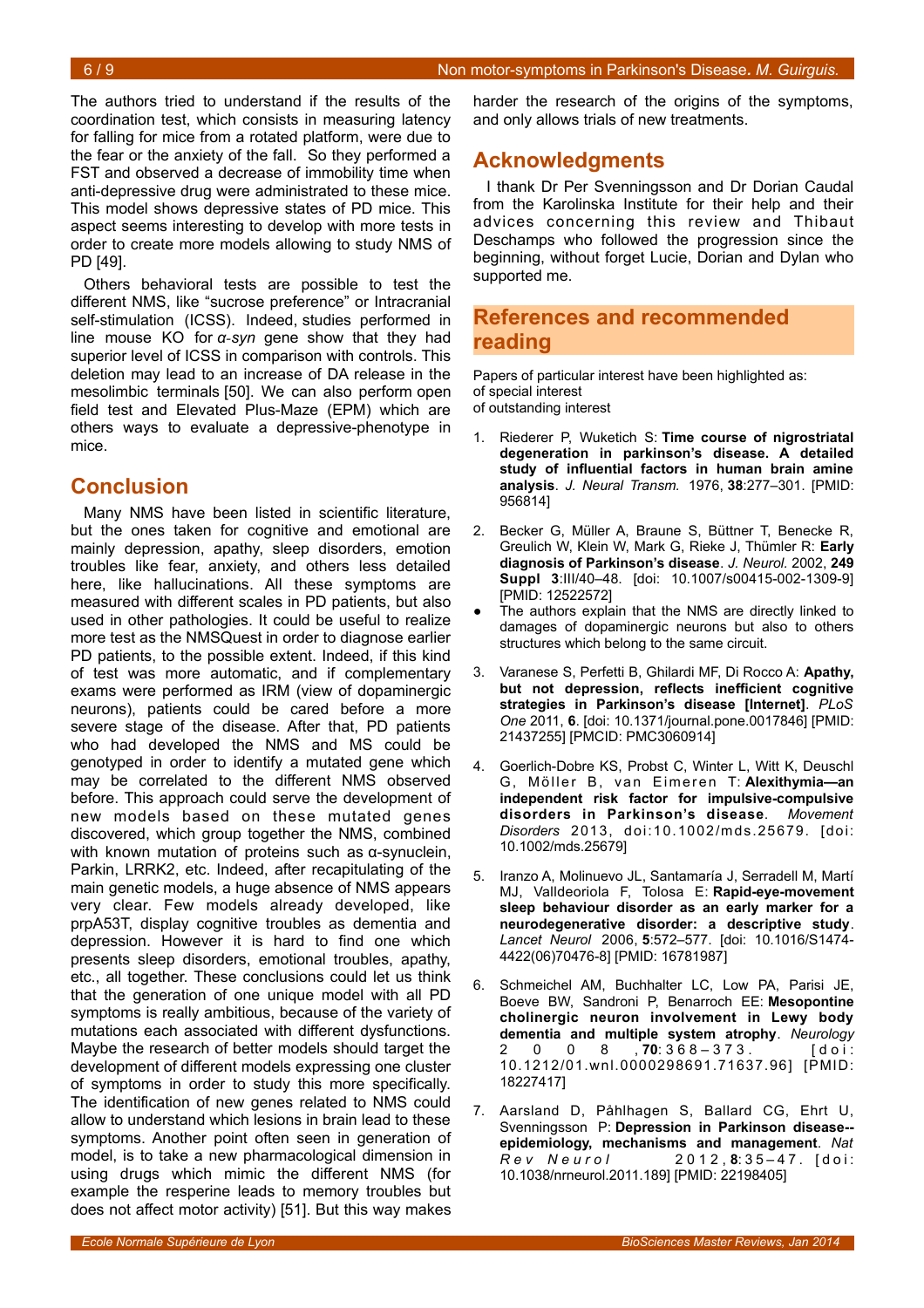The authors tried to understand if the results of the coordination test, which consists in measuring latency for falling for mice from a rotated platform, were due to the fear or the anxiety of the fall. So they performed a FST and observed a decrease of immobility time when anti-depressive drug were administrated to these mice. This model shows depressive states of PD mice. This aspect seems interesting to develop with more tests in order to create more models allowing to study NMS of PD [49].

Others behavioral tests are possible to test the different NMS, like "sucrose preference" or Intracranial self-stimulation (ICSS). Indeed, studies performed in line mouse KO for *α-syn* gene show that they had superior level of ICSS in comparison with controls. This deletion may lead to an increase of DA release in the mesolimbic terminals [50]. We can also perform open field test and Elevated Plus-Maze (EPM) which are others ways to evaluate a depressive-phenotype in mice.

## Conclusion

Many NMS have been listed in scientific literature, but the ones taken for cognitive and emotional are mainly depression, apathy, sleep disorders, emotion troubles like fear, anxiety, and others less detailed here, like hallucinations. All these symptoms are measured with different scales in PD patients, but also used in other pathologies. It could be useful to realize more test as the NMSQuest in order to diagnose earlier PD patients, to the possible extent. Indeed, if this kind of test was more automatic, and if complementary exams were performed as IRM (view of dopaminergic neurons), patients could be cared before a more severe stage of the disease. After that, PD patients who had developed the NMS and MS could be genotyped in order to identify a mutated gene which may be correlated to the different NMS observed before. This approach could serve the development of new models based on these mutated genes discovered, which group together the NMS, combined with known mutation of proteins such as α-synuclein, Parkin, LRRK2, etc. Indeed, after recapitulating of the main genetic models, a huge absence of NMS appears very clear. Few models already developed, like prpA53T, display cognitive troubles as dementia and depression. However it is hard to find one which presents sleep disorders, emotional troubles, apathy, etc., all together. These conclusions could let us think that the generation of one unique model with all PD symptoms is really ambitious, because of the variety of mutations each associated with different dysfunctions. Maybe the research of better models should target the development of different models expressing one cluster of symptoms in order to study this more specifically. The identification of new genes related to NMS could allow to understand which lesions in brain lead to these symptoms. Another point often seen in generation of model, is to take a new pharmacological dimension in using drugs which mimic the different NMS (for example the resperine leads to memory troubles but does not affect motor activity) [51]. But this way makes harder the research of the origins of the symptoms, and only allows trials of new treatments.

## Acknowledgments

I thank Dr Per Svenningsson and Dr Dorian Caudal from the Karolinska Institute for their help and their advices concerning this review and Thibaut Deschamps who followed the progression since the beginning, without forget Lucie, Dorian and Dylan who supported me.

## References and recommended reading

Papers of particular interest have been highlighted as:
of special interest
of outstanding interest

1. Riederer P, Wuketich S: **Time course of nigrostriatal degeneration in parkinson's disease. A detailed study of influential factors in human brain amine analysis**. *J. Neural Transm.* 1976, **38**:277–301. [PMID: 956814]

2. Becker G, Müller A, Braune S, Büttner T, Benecke R, Greulich W, Klein W, Mark G, Rieke J, Thümler R: **Early diagnosis of Parkinson's disease**. *J. Neurol.* 2002, **249 Suppl 3**:III/40–48. [doi: 10.1007/s00415-002-1309-9] [PMID: 12522572]
   - The authors explain that the NMS are directly linked to damages of dopaminergic neurons but also to others structures which belong to the same circuit.

3. Varanese S, Perfetti B, Ghilardi MF, Di Rocco A: **Apathy, but not depression, reflects inefficient cognitive strategies in Parkinson's disease [Internet]**. *PLoS One* 2011, **6**. [doi: 10.1371/journal.pone.0017846] [PMID: 21437255] [PMCID: PMC3060914]

4. Goerlich-Dobre KS, Probst C, Winter L, Witt K, Deuschl G, Möller B, van Eimeren T: **Alexithymia—an independent risk factor for impulsive-compulsive disorders in Parkinson's disease**. *Movement Disorders* 2013, doi:10.1002/mds.25679. [doi: 10.1002/mds.25679]

5. Iranzo A, Molinuevo JL, Santamaría J, Serradell M, Martí MJ, Valldeoriola F, Tolosa E: **Rapid-eye-movement sleep behaviour disorder as an early marker for a neurodegenerative disorder: a descriptive study**. *Lancet Neurol* 2006, **5**:572–577. [doi: 10.1016/S1474-4422(06)70476-8] [PMID: 16781987]

6. Schmeichel AM, Buchhalter LC, Low PA, Parisi JE, Boeve BW, Sandroni P, Benarroch EE: **Mesopontine cholinergic neuron involvement in Lewy body dementia and multiple system atrophy**. *Neurology* 2008, **70**:368–373. [doi: 10.1212/01.wnl.0000298691.71637.96] [PMID: 18227417]

7. Aarsland D, Påhlhagen S, Ballard CG, Ehrt U, Svenningsson P: **Depression in Parkinson disease--epidemiology, mechanisms and management**. *Nat Rev Neurol* 2012, **8**:35–47. [doi: 10.1038/nrneurol.2011.189] [PMID: 22198405]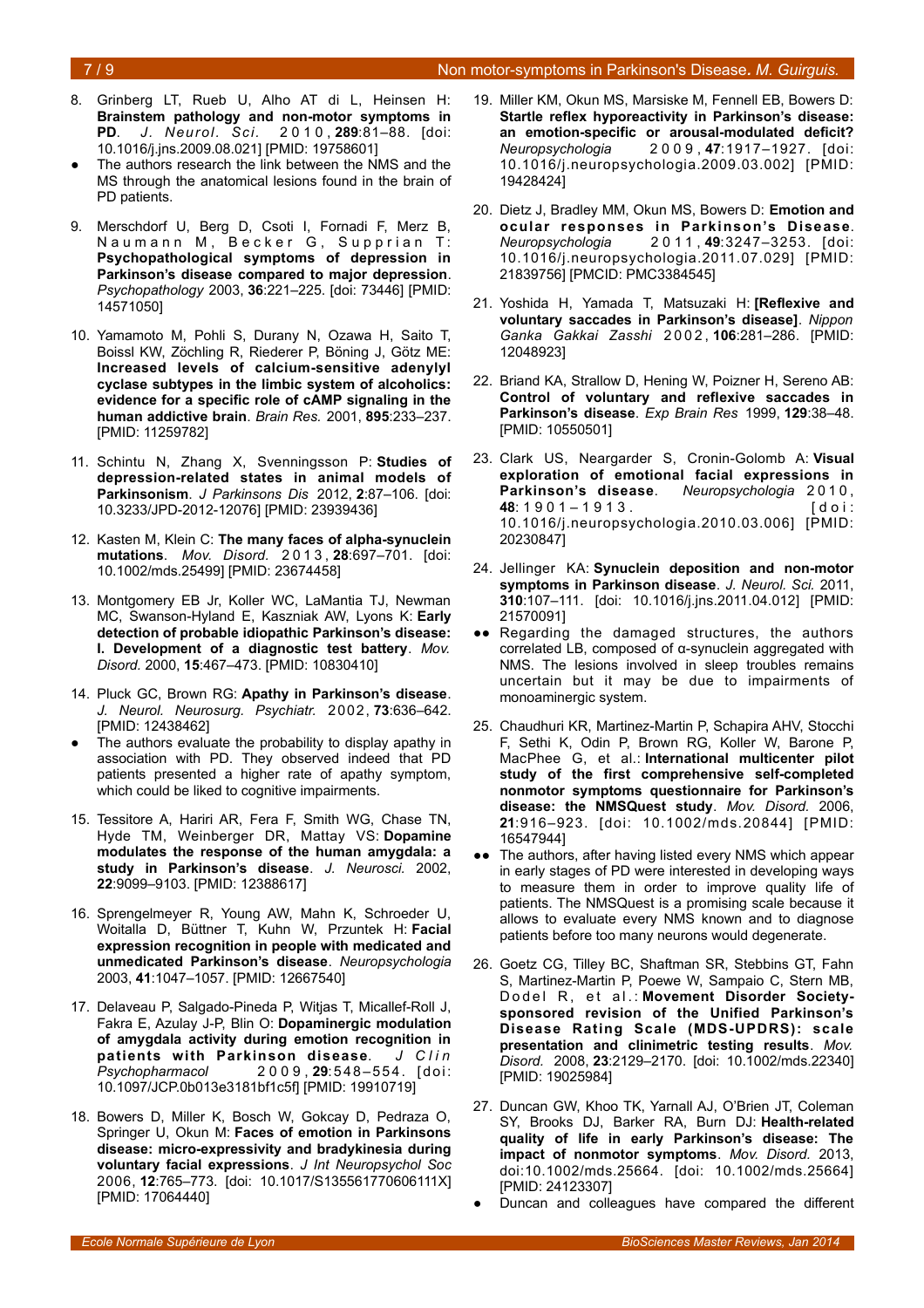8. Grinberg LT, Rueb U, Alho AT di L, Heinsen H: **Brainstem pathology and non-motor symptoms in PD**. *J. Neurol. Sci.* 2010, **289**:81–88. [doi: 10.1016/j.jns.2009.08.021] [PMID: 19758601]
   - The authors research the link between the NMS and the MS through the anatomical lesions found in the brain of PD patients.

9. Merschdorf U, Berg D, Csoti I, Fornadi F, Merz B, Naumann M, Becker G, Supprian T: **Psychopathological symptoms of depression in Parkinson's disease compared to major depression**. *Psychopathology* 2003, **36**:221–225. [doi: 73446] [PMID: 14571050]

10. Yamamoto M, Pohli S, Durany N, Ozawa H, Saito T, Boissl KW, Zöchling R, Riederer P, Böning J, Götz ME: **Increased levels of calcium-sensitive adenylyl cyclase subtypes in the limbic system of alcoholics: evidence for a specific role of cAMP signaling in the human addictive brain**. *Brain Res.* 2001, **895**:233–237. [PMID: 11259782]

11. Schintu N, Zhang X, Svenningsson P: **Studies of depression-related states in animal models of Parkinsonism**. *J Parkinsons Dis* 2012, **2**:87–106. [doi: 10.3233/JPD-2012-12076] [PMID: 23939436]

12. Kasten M, Klein C: **The many faces of alpha-synuclein mutations**. *Mov. Disord.* 2013, **28**:697–701. [doi: 10.1002/mds.25499] [PMID: 23674458]

13. Montgomery EB Jr, Koller WC, LaMantia TJ, Newman MC, Swanson-Hyland E, Kaszniak AW, Lyons K: **Early detection of probable idiopathic Parkinson's disease: I. Development of a diagnostic test battery**. *Mov. Disord.* 2000, **15**:467–473. [PMID: 10830410]

14. Pluck GC, Brown RG: **Apathy in Parkinson's disease**. *J. Neurol. Neurosurg. Psychiatr.* 2002, **73**:636–642. [PMID: 12438462]
   - The authors evaluate the probability to display apathy in association with PD. They observed indeed that PD patients presented a higher rate of apathy symptom, which could be liked to cognitive impairments.

15. Tessitore A, Hariri AR, Fera F, Smith WG, Chase TN, Hyde TM, Weinberger DR, Mattay VS: **Dopamine modulates the response of the human amygdala: a study in Parkinson's disease**. *J. Neurosci.* 2002, **22**:9099–9103. [PMID: 12388617]

16. Sprengelmeyer R, Young AW, Mahn K, Schroeder U, Woitalla D, Büttner T, Kuhn W, Przuntek H: **Facial expression recognition in people with medicated and unmedicated Parkinson's disease**. *Neuropsychologia* 2003, **41**:1047–1057. [PMID: 12667540]

17. Delaveau P, Salgado-Pineda P, Witjas T, Micallef-Roll J, Fakra E, Azulay J-P, Blin O: **Dopaminergic modulation of amygdala activity during emotion recognition in patients with Parkinson disease**. *J Clin Psychopharmacol* 2009, **29**:548–554. [doi: 10.1097/JCP.0b013e3181bf1c5f] [PMID: 19910719]

18. Bowers D, Miller K, Bosch W, Gokcay D, Pedraza O, Springer U, Okun M: **Faces of emotion in Parkinsons disease: micro-expressivity and bradykinesia during voluntary facial expressions**. *J Int Neuropsychol Soc* 2006, **12**:765–773. [doi: 10.1017/S135561770606111X] [PMID: 17064440]

19. Miller KM, Okun MS, Marsiske M, Fennell EB, Bowers D: **Startle reflex hyporeactivity in Parkinson's disease: an emotion-specific or arousal-modulated deficit?** *Neuropsychologia* 2009, **47**:1917–1927. [doi: 10.1016/j.neuropsychologia.2009.03.002] [PMID: 19428424]

20. Dietz J, Bradley MM, Okun MS, Bowers D: **Emotion and ocular responses in Parkinson's Disease**. *Neuropsychologia* 2011, **49**:3247–3253. [doi: 10.1016/j.neuropsychologia.2011.07.029] [PMID: 21839756] [PMCID: PMC3384545]

21. Yoshida H, Yamada T, Matsuzaki H: **[Reflexive and voluntary saccades in Parkinson's disease]**. *Nippon Ganka Gakkai Zasshi* 2002, **106**:281–286. [PMID: 12048923]

22. Briand KA, Strallow D, Hening W, Poizner H, Sereno AB: **Control of voluntary and reflexive saccades in Parkinson's disease**. *Exp Brain Res* 1999, **129**:38–48. [PMID: 10550501]

23. Clark US, Neargarder S, Cronin-Golomb A: **Visual exploration of emotional facial expressions in Parkinson's disease**. *Neuropsychologia* 2010, **48**:1901–1913. [doi: 10.1016/j.neuropsychologia.2010.03.006] [PMID: 20230847]

24. Jellinger KA: **Synuclein deposition and non-motor symptoms in Parkinson disease**. *J. Neurol. Sci.* 2011, **310**:107–111. [doi: 10.1016/j.jns.2011.04.012] [PMID: 21570091]
   - ●● Regarding the damaged structures, the authors correlated LB, composed of α-synuclein aggregated with NMS. The lesions involved in sleep troubles remains uncertain but it may be due to impairments of monoaminergic system.

25. Chaudhuri KR, Martinez-Martin P, Schapira AHV, Stocchi F, Sethi K, Odin P, Brown RG, Koller W, Barone P, MacPhee G, et al.: **International multicenter pilot study of the first comprehensive self-completed nonmotor symptoms questionnaire for Parkinson's disease: the NMSQuest study**. *Mov. Disord.* 2006, **21**:916–923. [doi: 10.1002/mds.20844] [PMID: 16547944]
   - ●● The authors, after having listed every NMS which appear in early stages of PD were interested in developing ways to measure them in order to improve quality life of patients. The NMSQuest is a promising scale because it allows to evaluate every NMS known and to diagnose patients before too many neurons would degenerate.

26. Goetz CG, Tilley BC, Shaftman SR, Stebbins GT, Fahn S, Martinez-Martin P, Poewe W, Sampaio C, Stern MB, Dodel R, et al.: **Movement Disorder Society-sponsored revision of the Unified Parkinson's Disease Rating Scale (MDS-UPDRS): scale presentation and clinimetric testing results**. *Mov. Disord.* 2008, **23**:2129–2170. [doi: 10.1002/mds.22340] [PMID: 19025984]

27. Duncan GW, Khoo TK, Yarnall AJ, O'Brien JT, Coleman SY, Brooks DJ, Barker RA, Burn DJ: **Health-related quality of life in early Parkinson's disease: The impact of nonmotor symptoms**. *Mov. Disord.* 2013, doi:10.1002/mds.25664. [doi: 10.1002/mds.25664] [PMID: 24123307]
   - Duncan and colleagues have compared the different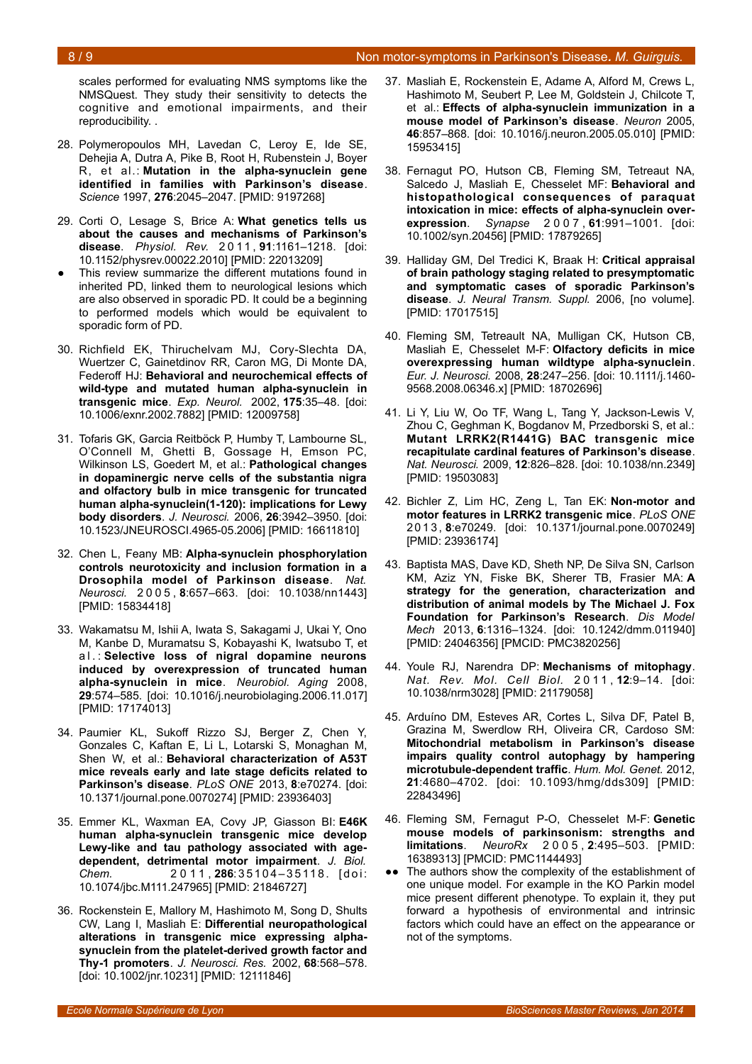scales performed for evaluating NMS symptoms like the NMSQuest. They study their sensitivity to detects the cognitive and emotional impairments, and their reproducibility. .

28. Polymeropoulos MH, Lavedan C, Leroy E, Ide SE, Dehejia A, Dutra A, Pike B, Root H, Rubenstein J, Boyer R, et al.: **Mutation in the alpha-synuclein gene identified in families with Parkinson's disease**. *Science* 1997, **276**:2045–2047. [PMID: 9197268]

29. Corti O, Lesage S, Brice A: **What genetics tells us about the causes and mechanisms of Parkinson's disease**. *Physiol. Rev.* 2011, **91**:1161–1218. [doi: 10.1152/physrev.00022.2010] [PMID: 22013209]

- This review summarize the different mutations found in inherited PD, linked them to neurological lesions which are also observed in sporadic PD. It could be a beginning to performed models which would be equivalent to sporadic form of PD.

30. Richfield EK, Thiruchelvam MJ, Cory-Slechta DA, Wuertzer C, Gainetdinov RR, Caron MG, Di Monte DA, Federoff HJ: **Behavioral and neurochemical effects of wild-type and mutated human alpha-synuclein in transgenic mice**. *Exp. Neurol.* 2002, **175**:35–48. [doi: 10.1006/exnr.2002.7882] [PMID: 12009758]

31. Tofaris GK, Garcia Reitböck P, Humby T, Lambourne SL, O'Connell M, Ghetti B, Gossage H, Emson PC, Wilkinson LS, Goedert M, et al.: **Pathological changes in dopaminergic nerve cells of the substantia nigra and olfactory bulb in mice transgenic for truncated human alpha-synuclein(1-120): implications for Lewy body disorders**. *J. Neurosci.* 2006, **26**:3942–3950. [doi: 10.1523/JNEUROSCI.4965-05.2006] [PMID: 16611810]

32. Chen L, Feany MB: **Alpha-synuclein phosphorylation controls neurotoxicity and inclusion formation in a Drosophila model of Parkinson disease**. *Nat. Neurosci.* 2005, **8**:657–663. [doi: 10.1038/nn1443] [PMID: 15834418]

33. Wakamatsu M, Ishii A, Iwata S, Sakagami J, Ukai Y, Ono M, Kanbe D, Muramatsu S, Kobayashi K, Iwatsubo T, et al.: **Selective loss of nigral dopamine neurons induced by overexpression of truncated human alpha-synuclein in mice**. *Neurobiol. Aging* 2008, **29**:574–585. [doi: 10.1016/j.neurobiolaging.2006.11.017] [PMID: 17174013]

34. Paumier KL, Sukoff Rizzo SJ, Berger Z, Chen Y, Gonzales C, Kaftan E, Li L, Lotarski S, Monaghan M, Shen W, et al.: **Behavioral characterization of A53T mice reveals early and late stage deficits related to Parkinson's disease**. *PLoS ONE* 2013, **8**:e70274. [doi: 10.1371/journal.pone.0070274] [PMID: 23936403]

35. Emmer KL, Waxman EA, Covy JP, Giasson BI: **E46K human alpha-synuclein transgenic mice develop Lewy-like and tau pathology associated with age-dependent, detrimental motor impairment**. *J. Biol. Chem.* 2011, **286**:35104–35118. [doi: 10.1074/jbc.M111.247965] [PMID: 21846727]

36. Rockenstein E, Mallory M, Hashimoto M, Song D, Shults CW, Lang I, Masliah E: **Differential neuropathological alterations in transgenic mice expressing alpha-synuclein from the platelet-derived growth factor and Thy-1 promoters**. *J. Neurosci. Res.* 2002, **68**:568–578. [doi: 10.1002/jnr.10231] [PMID: 12111846]

37. Masliah E, Rockenstein E, Adame A, Alford M, Crews L, Hashimoto M, Seubert P, Lee M, Goldstein J, Chilcote T, et al.: **Effects of alpha-synuclein immunization in a mouse model of Parkinson's disease**. *Neuron* 2005, **46**:857–868. [doi: 10.1016/j.neuron.2005.05.010] [PMID: 15953415]

38. Fernagut PO, Hutson CB, Fleming SM, Tetreaut NA, Salcedo J, Masliah E, Chesselet MF: **Behavioral and histopathological consequences of paraquat intoxication in mice: effects of alpha-synuclein over-expression**. *Synapse* 2007, **61**:991–1001. [doi: 10.1002/syn.20456] [PMID: 17879265]

39. Halliday GM, Del Tredici K, Braak H: **Critical appraisal of brain pathology staging related to presymptomatic and symptomatic cases of sporadic Parkinson's disease**. *J. Neural Transm. Suppl.* 2006, [no volume]. [PMID: 17017515]

40. Fleming SM, Tetreault NA, Mulligan CK, Hutson CB, Masliah E, Chesselet M-F: **Olfactory deficits in mice overexpressing human wildtype alpha-synuclein**. *Eur. J. Neurosci.* 2008, **28**:247–256. [doi: 10.1111/j.1460-9568.2008.06346.x] [PMID: 18702696]

41. Li Y, Liu W, Oo TF, Wang L, Tang Y, Jackson-Lewis V, Zhou C, Geghman K, Bogdanov M, Przedborski S, et al.: **Mutant LRRK2(R1441G) BAC transgenic mice recapitulate cardinal features of Parkinson's disease**. *Nat. Neurosci.* 2009, **12**:826–828. [doi: 10.1038/nn.2349] [PMID: 19503083]

42. Bichler Z, Lim HC, Zeng L, Tan EK: **Non-motor and motor features in LRRK2 transgenic mice**. *PLoS ONE* 2013, **8**:e70249. [doi: 10.1371/journal.pone.0070249] [PMID: 23936174]

43. Baptista MAS, Dave KD, Sheth NP, De Silva SN, Carlson KM, Aziz YN, Fiske BK, Sherer TB, Frasier MA: **A strategy for the generation, characterization and distribution of animal models by The Michael J. Fox Foundation for Parkinson's Research**. *Dis Model Mech* 2013, **6**:1316–1324. [doi: 10.1242/dmm.011940] [PMID: 24046356] [PMCID: PMC3820256]

44. Youle RJ, Narendra DP: **Mechanisms of mitophagy**. *Nat. Rev. Mol. Cell Biol.* 2011, **12**:9–14. [doi: 10.1038/nrm3028] [PMID: 21179058]

45. Arduíno DM, Esteves AR, Cortes L, Silva DF, Patel B, Grazina M, Swerdlow RH, Oliveira CR, Cardoso SM: **Mitochondrial metabolism in Parkinson's disease impairs quality control autophagy by hampering microtubule-dependent traffic**. *Hum. Mol. Genet.* 2012, **21**:4680–4702. [doi: 10.1093/hmg/dds309] [PMID: 22843496]

46. Fleming SM, Fernagut P-O, Chesselet M-F: **Genetic mouse models of parkinsonism: strengths and limitations**. *NeuroRx* 2005, **2**:495–503. [PMID: 16389313] [PMCID: PMC1144493]

- ●● The authors show the complexity of the establishment of one unique model. For example in the KO Parkin model mice present different phenotype. To explain it, they put forward a hypothesis of environmental and intrinsic factors which could have an effect on the appearance or not of the symptoms.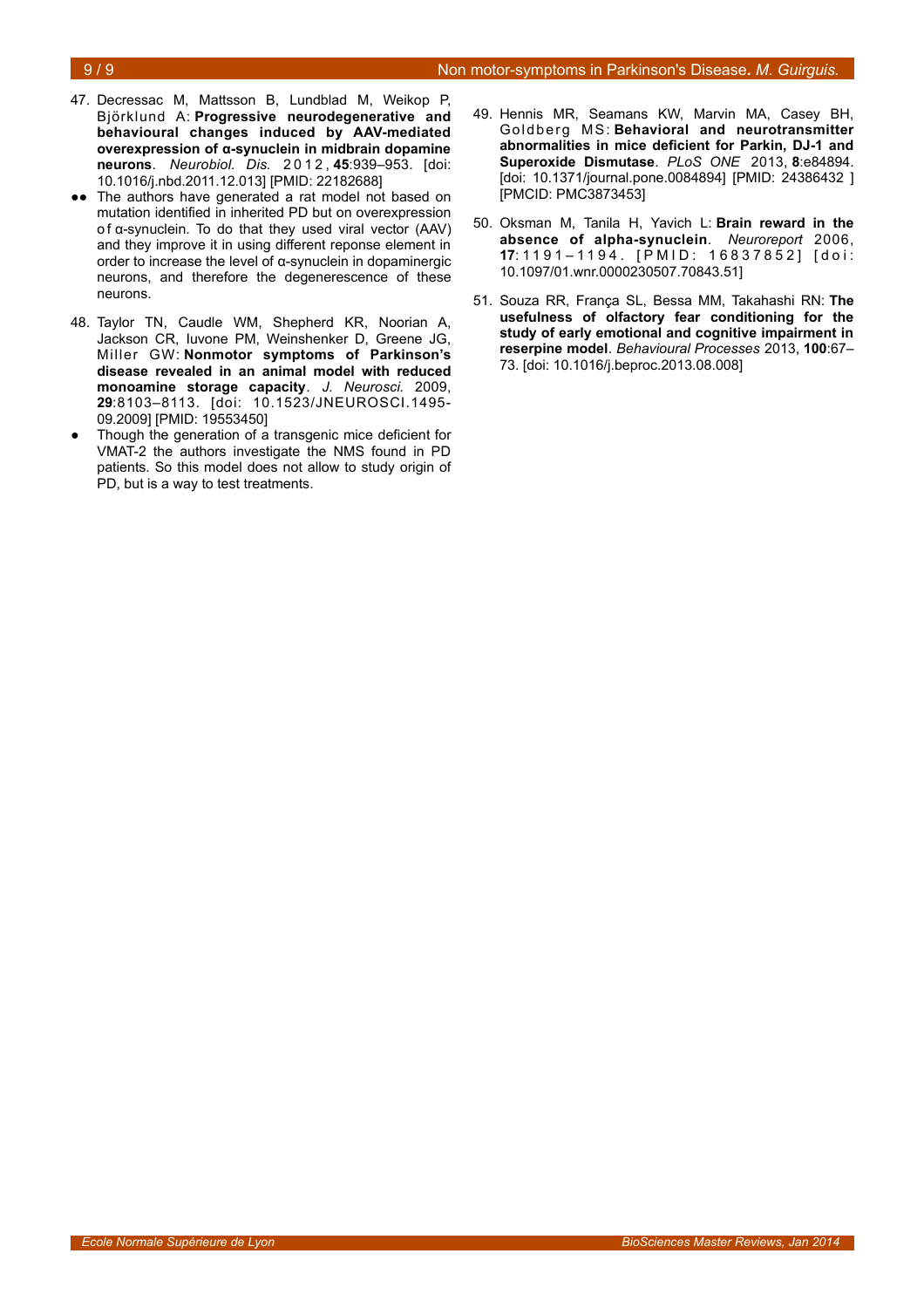47. Decressac M, Mattsson B, Lundblad M, Weikop P, Björklund A: **Progressive neurodegenerative and behavioural changes induced by AAV-mediated overexpression of α-synuclein in midbrain dopamine neurons**. *Neurobiol. Dis.* 2012, **45**:939–953. [doi: 10.1016/j.nbd.2011.12.013] [PMID: 22182688]

●● The authors have generated a rat model not based on mutation identified in inherited PD but on overexpression of α-synuclein. To do that they used viral vector (AAV) and they improve it in using different reponse element in order to increase the level of α-synuclein in dopaminergic neurons, and therefore the degenerescence of these neurons.

48. Taylor TN, Caudle WM, Shepherd KR, Noorian A, Jackson CR, Iuvone PM, Weinshenker D, Greene JG, Miller GW: **Nonmotor symptoms of Parkinson's disease revealed in an animal model with reduced monoamine storage capacity**. *J. Neurosci.* 2009, **29**:8103–8113. [doi: 10.1523/JNEUROSCI.1495-09.2009] [PMID: 19553450]

● Though the generation of a transgenic mice deficient for VMAT-2 the authors investigate the NMS found in PD patients. So this model does not allow to study origin of PD, but is a way to test treatments.

49. Hennis MR, Seamans KW, Marvin MA, Casey BH, Goldberg MS: **Behavioral and neurotransmitter abnormalities in mice deficient for Parkin, DJ-1 and Superoxide Dismutase**. *PLoS ONE* 2013, **8**:e84894. [doi: 10.1371/journal.pone.0084894] [PMID: 24386432 ] [PMCID: PMC3873453]

50. Oksman M, Tanila H, Yavich L: **Brain reward in the absence of alpha-synuclein**. *Neuroreport* 2006, **17**:1191–1194. [PMID: 16837852] [doi: 10.1097/01.wnr.0000230507.70843.51]

51. Souza RR, França SL, Bessa MM, Takahashi RN: **The usefulness of olfactory fear conditioning for the study of early emotional and cognitive impairment in reserpine model**. *Behavioural Processes* 2013, **100**:67–73. [doi: 10.1016/j.beproc.2013.08.008]